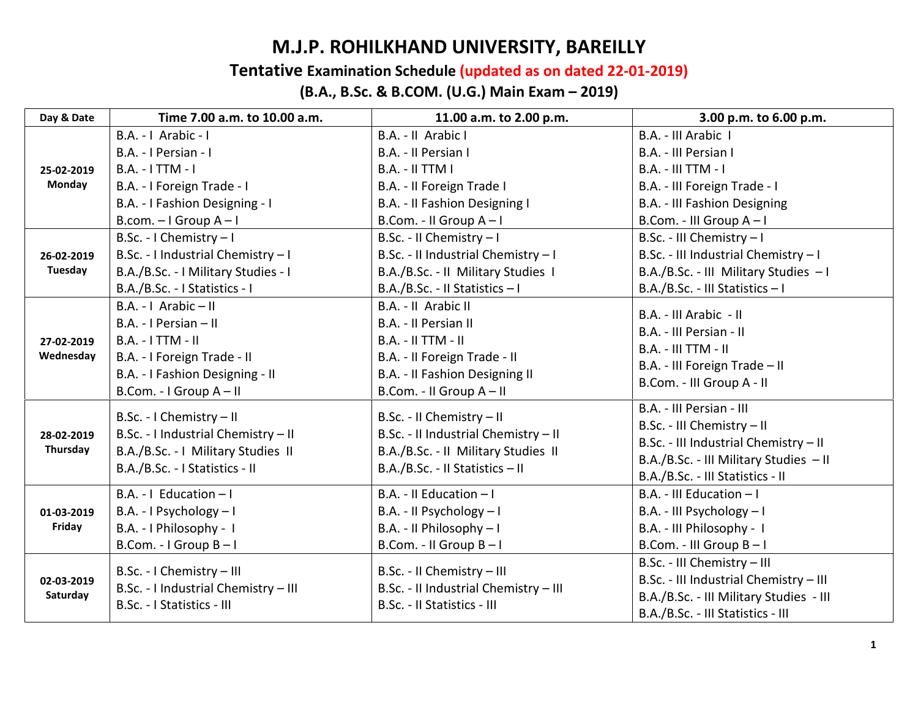# M.J.P. ROHILKHAND UNIVERSITY, BAREILLY

## Tentative Examination Schedule (updated as on dated 22-01-2019)

### (B.A., B.Sc. & B.COM. (U.G.) Main Exam – 2019)

| Day & Date | Time 7.00 a.m. to 10.00 a.m. | 11.00 a.m. to 2.00 p.m. | 3.00 p.m. to 6.00 p.m. |
|---|---|---|---|
| **25-02-2019 Monday** | B.A. - I Arabic - I<br>B.A. - I Persian - I<br>B.A. - I TTM - I<br>B.A. - I Foreign Trade - I<br>B.A. - I Fashion Designing - I<br>B.com. – I Group A – I | B.A. - II Arabic I<br>B.A. - II Persian I<br>B.A. - II TTM I<br>B.A. - II Foreign Trade I<br>B.A. - II Fashion Designing I<br>B.Com. - II Group A – I | B.A. - III Arabic I<br>B.A. - III Persian I<br>B.A. - III TTM - I<br>B.A. - III Foreign Trade - I<br>B.A. - III Fashion Designing<br>B.Com. - III Group A – I |
| **26-02-2019 Tuesday** | B.Sc. - I Chemistry – I<br>B.Sc. - I Industrial Chemistry – I<br>B.A./B.Sc. - I Military Studies - I<br>B.A./B.Sc. - I Statistics - I | B.Sc. - II Chemistry – I<br>B.Sc. - II Industrial Chemistry – I<br>B.A./B.Sc. - II Military Studies I<br>B.A./B.Sc. - II Statistics – I | B.Sc. - III Chemistry – I<br>B.Sc. - III Industrial Chemistry – I<br>B.A./B.Sc. - III Military Studies – I<br>B.A./B.Sc. - III Statistics – I |
| **27-02-2019 Wednesday** | B.A. - I Arabic – II<br>B.A. - I Persian – II<br>B.A. - I TTM - II<br>B.A. - I Foreign Trade - II<br>B.A. - I Fashion Designing - II<br>B.Com. - I Group A – II | B.A. - II Arabic II<br>B.A. - II Persian II<br>B.A. - II TTM - II<br>B.A. - II Foreign Trade - II<br>B.A. - II Fashion Designing II<br>B.Com. - II Group A – II | B.A. - III Arabic - II<br>B.A. - III Persian - II<br>B.A. - III TTM - II<br>B.A. - III Foreign Trade – II<br>B.Com. - III Group A - II |
| **28-02-2019 Thursday** | B.Sc. - I Chemistry – II<br>B.Sc. - I Industrial Chemistry – II<br>B.A./B.Sc. - I Military Studies II<br>B.A./B.Sc. - I Statistics - II | B.Sc. - II Chemistry – II<br>B.Sc. - II Industrial Chemistry – II<br>B.A./B.Sc. - II Military Studies II<br>B.A./B.Sc. - II Statistics – II | B.A. - III Persian - III<br>B.Sc. - III Chemistry – II<br>B.Sc. - III Industrial Chemistry – II<br>B.A./B.Sc. - III Military Studies – II<br>B.A./B.Sc. - III Statistics - II |
| **01-03-2019 Friday** | B.A. - I Education – I<br>B.A. - I Psychology – I<br>B.A. - I Philosophy - I<br>B.Com. - I Group B – I | B.A. - II Education – I<br>B.A. - II Psychology – I<br>B.A. - II Philosophy – I<br>B.Com. - II Group B – I | B.A. - III Education – I<br>B.A. - III Psychology – I<br>B.A. - III Philosophy - I<br>B.Com. - III Group B – I |
| **02-03-2019 Saturday** | B.Sc. - I Chemistry – III<br>B.Sc. - I Industrial Chemistry – III<br>B.Sc. - I Statistics - III | B.Sc. - II Chemistry – III<br>B.Sc. - II Industrial Chemistry – III<br>B.Sc. - II Statistics - III | B.Sc. - III Chemistry – III<br>B.Sc. - III Industrial Chemistry – III<br>B.A./B.Sc. - III Military Studies - III<br>B.A./B.Sc. - III Statistics - III |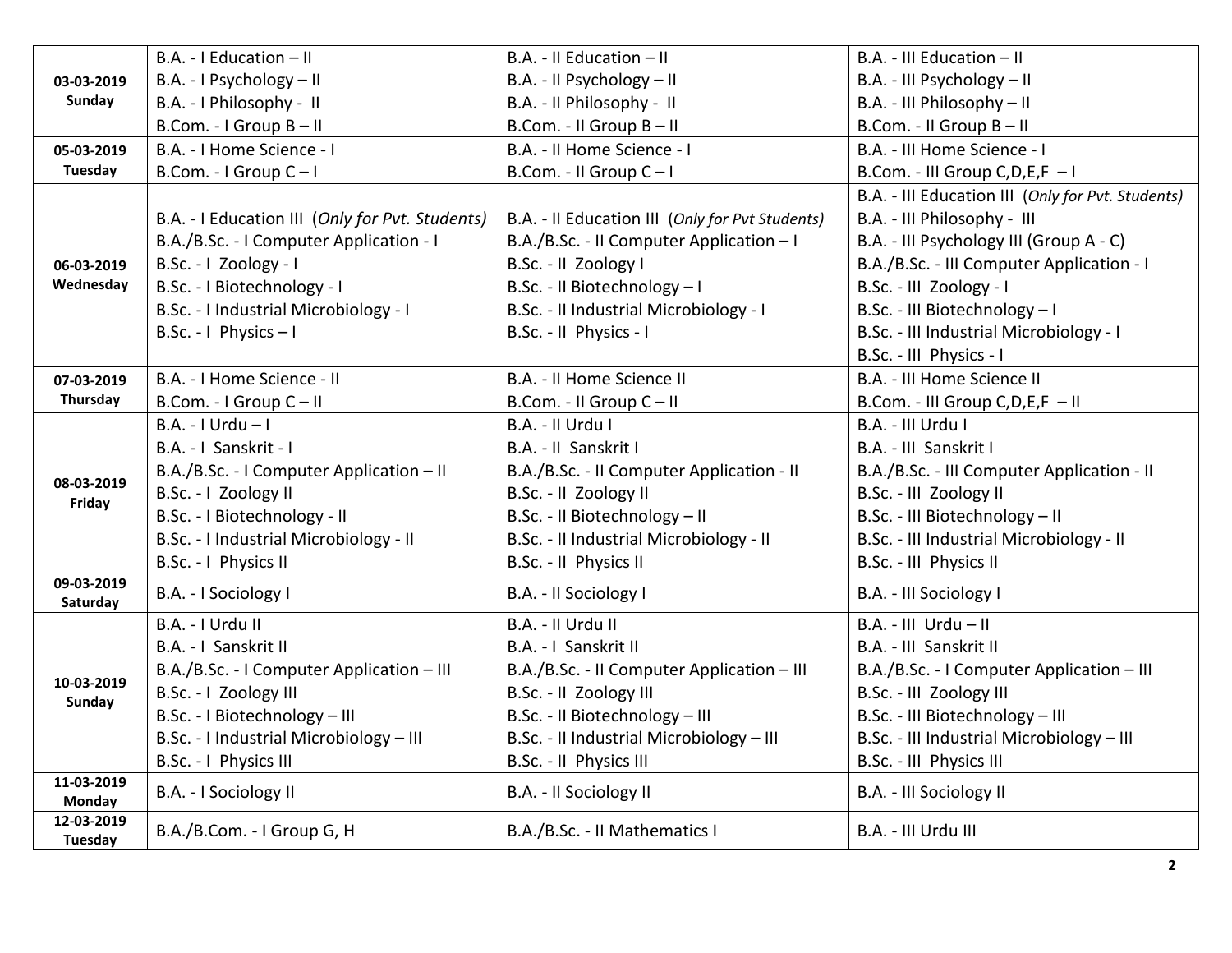| | | | |
|---|---|---|---|
| **03-03-2019 Sunday** | B.A. - I Education – II<br>B.A. - I Psychology – II<br>B.A. - I Philosophy - II<br>B.Com. - I Group B – II | B.A. - II Education – II<br>B.A. - II Psychology – II<br>B.A. - II Philosophy - II<br>B.Com. - II Group B – II | B.A. - III Education – II<br>B.A. - III Psychology – II<br>B.A. - III Philosophy – II<br>B.Com. - II Group B – II |
| **05-03-2019 Tuesday** | B.A. - I Home Science - I<br>B.Com. - I Group C – I | B.A. - II Home Science - I<br>B.Com. - II Group C – I | B.A. - III Home Science - I<br>B.Com. - III Group C,D,E,F – I |
| **06-03-2019 Wednesday** | B.A. - I Education III (*Only for Pvt. Students*)<br>B.A./B.Sc. - I Computer Application - I<br>B.Sc. - I Zoology - I<br>B.Sc. - I Biotechnology - I<br>B.Sc. - I Industrial Microbiology - I<br>B.Sc. - I Physics – I | B.A. - II Education III (*Only for Pvt Students*)<br>B.A./B.Sc. - II Computer Application – I<br>B.Sc. - II Zoology I<br>B.Sc. - II Biotechnology – I<br>B.Sc. - II Industrial Microbiology - I<br>B.Sc. - II Physics - I | B.A. - III Education III (*Only for Pvt. Students*)<br>B.A. - III Philosophy - III<br>B.A. - III Psychology III (Group A - C)<br>B.A./B.Sc. - III Computer Application - I<br>B.Sc. - III Zoology - I<br>B.Sc. - III Biotechnology – I<br>B.Sc. - III Industrial Microbiology - I<br>B.Sc. - III Physics - I |
| **07-03-2019 Thursday** | B.A. - I Home Science - II<br>B.Com. - I Group C – II | B.A. - II Home Science II<br>B.Com. - II Group C – II | B.A. - III Home Science II<br>B.Com. - III Group C,D,E,F – II |
| **08-03-2019 Friday** | B.A. - I Urdu – I<br>B.A. - I Sanskrit - I<br>B.A./B.Sc. - I Computer Application – II<br>B.Sc. - I Zoology II<br>B.Sc. - I Biotechnology - II<br>B.Sc. - I Industrial Microbiology - II<br>B.Sc. - I Physics II | B.A. - II Urdu I<br>B.A. - II Sanskrit I<br>B.A./B.Sc. - II Computer Application - II<br>B.Sc. - II Zoology II<br>B.Sc. - II Biotechnology – II<br>B.Sc. - II Industrial Microbiology - II<br>B.Sc. - II Physics II | B.A. - III Urdu I<br>B.A. - III Sanskrit I<br>B.A./B.Sc. - III Computer Application - II<br>B.Sc. - III Zoology II<br>B.Sc. - III Biotechnology – II<br>B.Sc. - III Industrial Microbiology - II<br>B.Sc. - III Physics II |
| **09-03-2019 Saturday** | B.A. - I Sociology I | B.A. - II Sociology I | B.A. - III Sociology I |
| **10-03-2019 Sunday** | B.A. - I Urdu II<br>B.A. - I Sanskrit II<br>B.A./B.Sc. - I Computer Application – III<br>B.Sc. - I Zoology III<br>B.Sc. - I Biotechnology – III<br>B.Sc. - I Industrial Microbiology – III<br>B.Sc. - I Physics III | B.A. - II Urdu II<br>B.A. - I Sanskrit II<br>B.A./B.Sc. - II Computer Application – III<br>B.Sc. - II Zoology III<br>B.Sc. - II Biotechnology – III<br>B.Sc. - II Industrial Microbiology – III<br>B.Sc. - II Physics III | B.A. - III Urdu – II<br>B.A. - III Sanskrit II<br>B.A./B.Sc. - I Computer Application – III<br>B.Sc. - III Zoology III<br>B.Sc. - III Biotechnology – III<br>B.Sc. - III Industrial Microbiology – III<br>B.Sc. - III Physics III |
| **11-03-2019 Monday** | B.A. - I Sociology II | B.A. - II Sociology II | B.A. - III Sociology II |
| **12-03-2019 Tuesday** | B.A./B.Com. - I Group G, H | B.A./B.Sc. - II Mathematics I | B.A. - III Urdu III |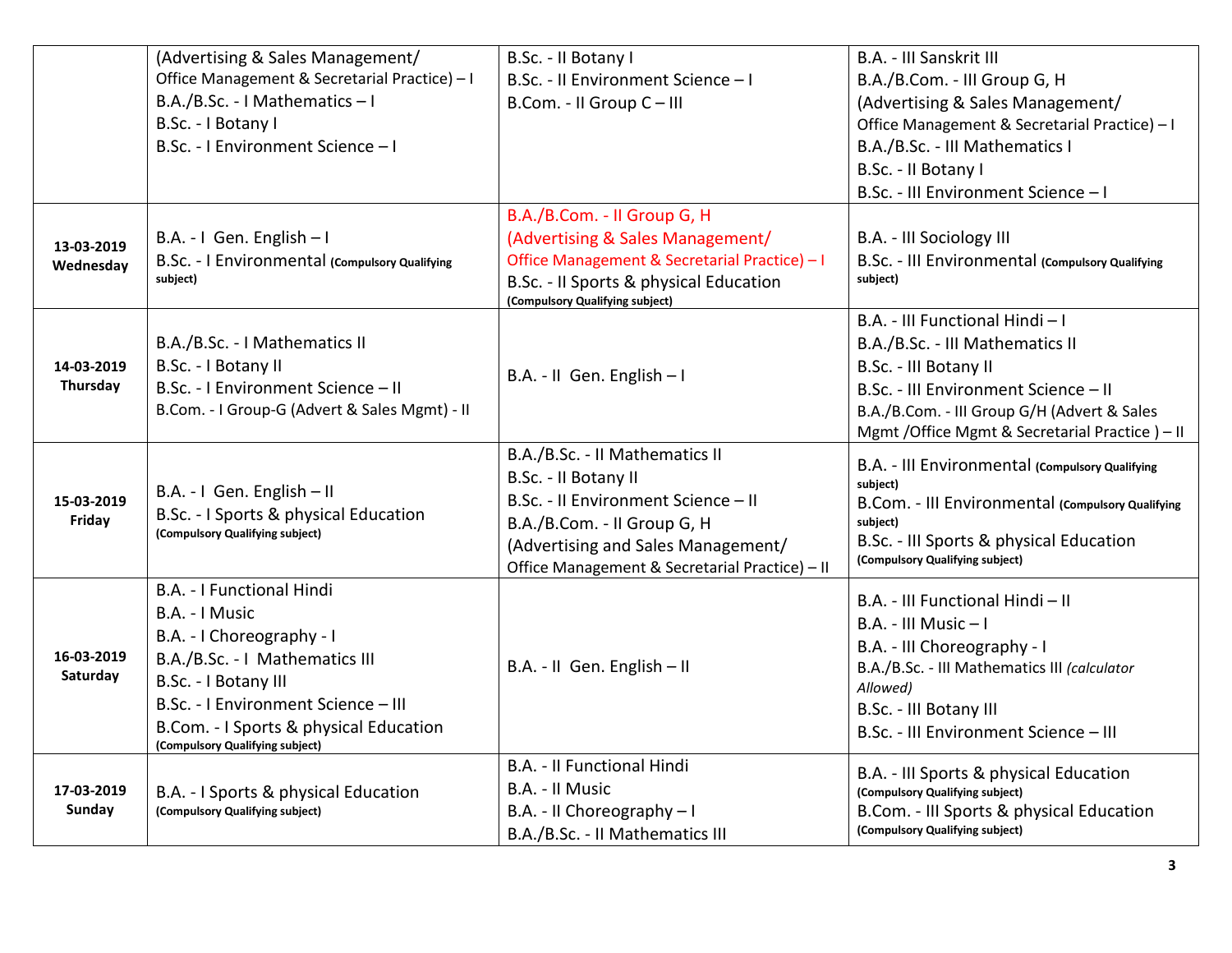| | | | |
|---|---|---|---|
| | (Advertising & Sales Management/<br>Office Management & Secretarial Practice) – I<br>B.A./B.Sc. - I Mathematics – I<br>B.Sc. - I Botany I<br>B.Sc. - I Environment Science – I | B.Sc. - II Botany I<br>B.Sc. - II Environment Science – I<br>B.Com. - II Group C – III | B.A. - III Sanskrit III<br>B.A./B.Com. - III Group G, H<br>(Advertising & Sales Management/<br>Office Management & Secretarial Practice) – I<br>B.A./B.Sc. - III Mathematics I<br>B.Sc. - II Botany I<br>B.Sc. - III Environment Science – I |
| **13-03-2019 Wednesday** | B.A. - I Gen. English – I<br>B.Sc. - I Environmental **(Compulsory Qualifying subject)** | B.A./B.Com. - II Group G, H<br>(Advertising & Sales Management/<br>Office Management & Secretarial Practice) – I<br>B.Sc. - II Sports & physical Education **(Compulsory Qualifying subject)** | B.A. - III Sociology III<br>B.Sc. - III Environmental **(Compulsory Qualifying subject)** |
| **14-03-2019 Thursday** | B.A./B.Sc. - I Mathematics II<br>B.Sc. - I Botany II<br>B.Sc. - I Environment Science – II<br>B.Com. - I Group-G (Advert & Sales Mgmt) - II | B.A. - II Gen. English – I | B.A. - III Functional Hindi – I<br>B.A./B.Sc. - III Mathematics II<br>B.Sc. - III Botany II<br>B.Sc. - III Environment Science – II<br>B.A./B.Com. - III Group G/H (Advert & Sales Mgmt /Office Mgmt & Secretarial Practice ) – II |
| **15-03-2019 Friday** | B.A. - I Gen. English – II<br>B.Sc. - I Sports & physical Education **(Compulsory Qualifying subject)** | B.A./B.Sc. - II Mathematics II<br>B.Sc. - II Botany II<br>B.Sc. - II Environment Science – II<br>B.A./B.Com. - II Group G, H<br>(Advertising and Sales Management/<br>Office Management & Secretarial Practice) – II | B.A. - III Environmental **(Compulsory Qualifying subject)**<br>B.Com. - III Environmental **(Compulsory Qualifying subject)**<br>B.Sc. - III Sports & physical Education **(Compulsory Qualifying subject)** |
| **16-03-2019 Saturday** | B.A. - I Functional Hindi<br>B.A. - I Music<br>B.A. - I Choreography - I<br>B.A./B.Sc. - I Mathematics III<br>B.Sc. - I Botany III<br>B.Sc. - I Environment Science – III<br>B.Com. - I Sports & physical Education **(Compulsory Qualifying subject)** | B.A. - II Gen. English – II | B.A. - III Functional Hindi – II<br>B.A. - III Music – I<br>B.A. - III Choreography - I<br>B.A./B.Sc. - III Mathematics III *(calculator Allowed)*<br>B.Sc. - III Botany III<br>B.Sc. - III Environment Science – III |
| **17-03-2019 Sunday** | B.A. - I Sports & physical Education **(Compulsory Qualifying subject)** | B.A. - II Functional Hindi<br>B.A. - II Music<br>B.A. - II Choreography – I<br>B.A./B.Sc. - II Mathematics III | B.A. - III Sports & physical Education **(Compulsory Qualifying subject)**<br>B.Com. - III Sports & physical Education **(Compulsory Qualifying subject)** |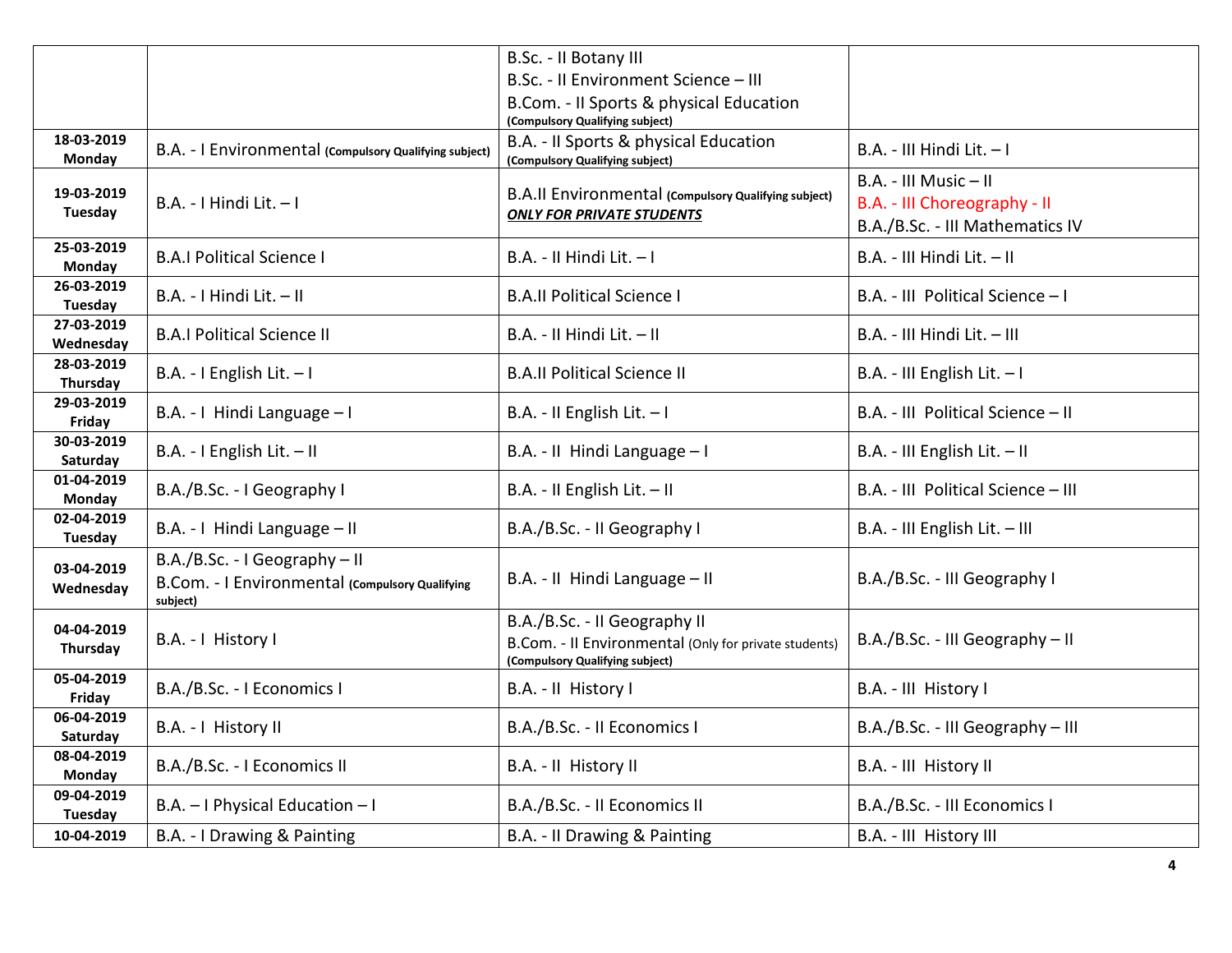| | | | |
|---|---|---|---|
| | | B.Sc. - II Botany III<br>B.Sc. - II Environment Science – III<br>B.Com. - II Sports & physical Education **(Compulsory Qualifying subject)** | |
| **18-03-2019 Monday** | B.A. - I Environmental **(Compulsory Qualifying subject)** | B.A. - II Sports & physical Education **(Compulsory Qualifying subject)** | B.A. - III Hindi Lit. – I |
| **19-03-2019 Tuesday** | B.A. - I Hindi Lit. – I | B.A.II Environmental **(Compulsory Qualifying subject)** ***ONLY FOR PRIVATE STUDENTS*** | B.A. - III Music – II<br>B.A. - III Choreography - II<br>B.A./B.Sc. - III Mathematics IV |
| **25-03-2019 Monday** | B.A.I Political Science I | B.A. - II Hindi Lit. – I | B.A. - III Hindi Lit. – II |
| **26-03-2019 Tuesday** | B.A. - I Hindi Lit. – II | B.A.II Political Science I | B.A. - III Political Science – I |
| **27-03-2019 Wednesday** | B.A.I Political Science II | B.A. - II Hindi Lit. – II | B.A. - III Hindi Lit. – III |
| **28-03-2019 Thursday** | B.A. - I English Lit. – I | B.A.II Political Science II | B.A. - III English Lit. – I |
| **29-03-2019 Friday** | B.A. - I Hindi Language – I | B.A. - II English Lit. – I | B.A. - III Political Science – II |
| **30-03-2019 Saturday** | B.A. - I English Lit. – II | B.A. - II Hindi Language – I | B.A. - III English Lit. – II |
| **01-04-2019 Monday** | B.A./B.Sc. - I Geography I | B.A. - II English Lit. – II | B.A. - III Political Science – III |
| **02-04-2019 Tuesday** | B.A. - I Hindi Language – II | B.A./B.Sc. - II Geography I | B.A. - III English Lit. – III |
| **03-04-2019 Wednesday** | B.A./B.Sc. - I Geography – II<br>B.Com. - I Environmental **(Compulsory Qualifying subject)** | B.A. - II Hindi Language – II | B.A./B.Sc. - III Geography I |
| **04-04-2019 Thursday** | B.A. - I History I | B.A./B.Sc. - II Geography II<br>B.Com. - II Environmental (Only for private students) **(Compulsory Qualifying subject)** | B.A./B.Sc. - III Geography – II |
| **05-04-2019 Friday** | B.A./B.Sc. - I Economics I | B.A. - II History I | B.A. - III History I |
| **06-04-2019 Saturday** | B.A. - I History II | B.A./B.Sc. - II Economics I | B.A./B.Sc. - III Geography – III |
| **08-04-2019 Monday** | B.A./B.Sc. - I Economics II | B.A. - II History II | B.A. - III History II |
| **09-04-2019 Tuesday** | B.A. – I Physical Education – I | B.A./B.Sc. - II Economics II | B.A./B.Sc. - III Economics I |
| **10-04-2019** | B.A. - I Drawing & Painting | B.A. - II Drawing & Painting | B.A. - III History III |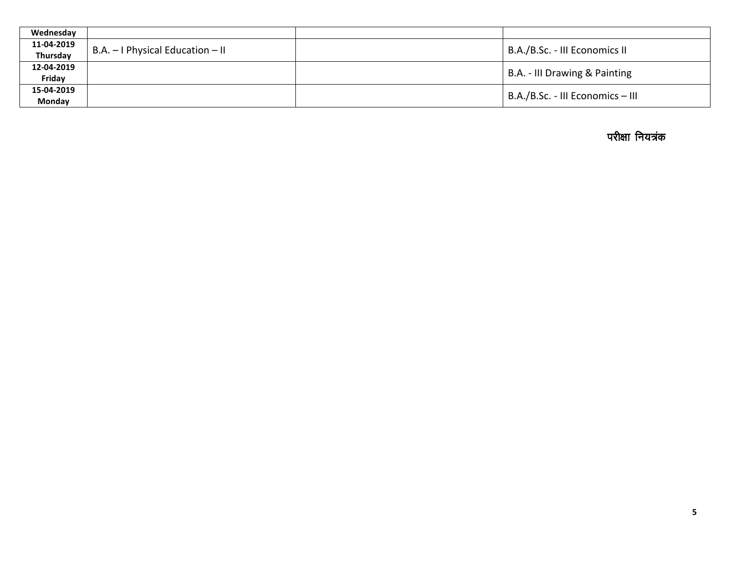| | | | |
|---|---|---|---|
| **Wednesday** | | | |
| **11-04-2019 Thursday** | B.A. – I Physical Education – II | | B.A./B.Sc. - III Economics II |
| **12-04-2019 Friday** | | | B.A. - III Drawing & Painting |
| **15-04-2019 Monday** | | | B.A./B.Sc. - III Economics – III |

**परीक्षा नियत्रंक**